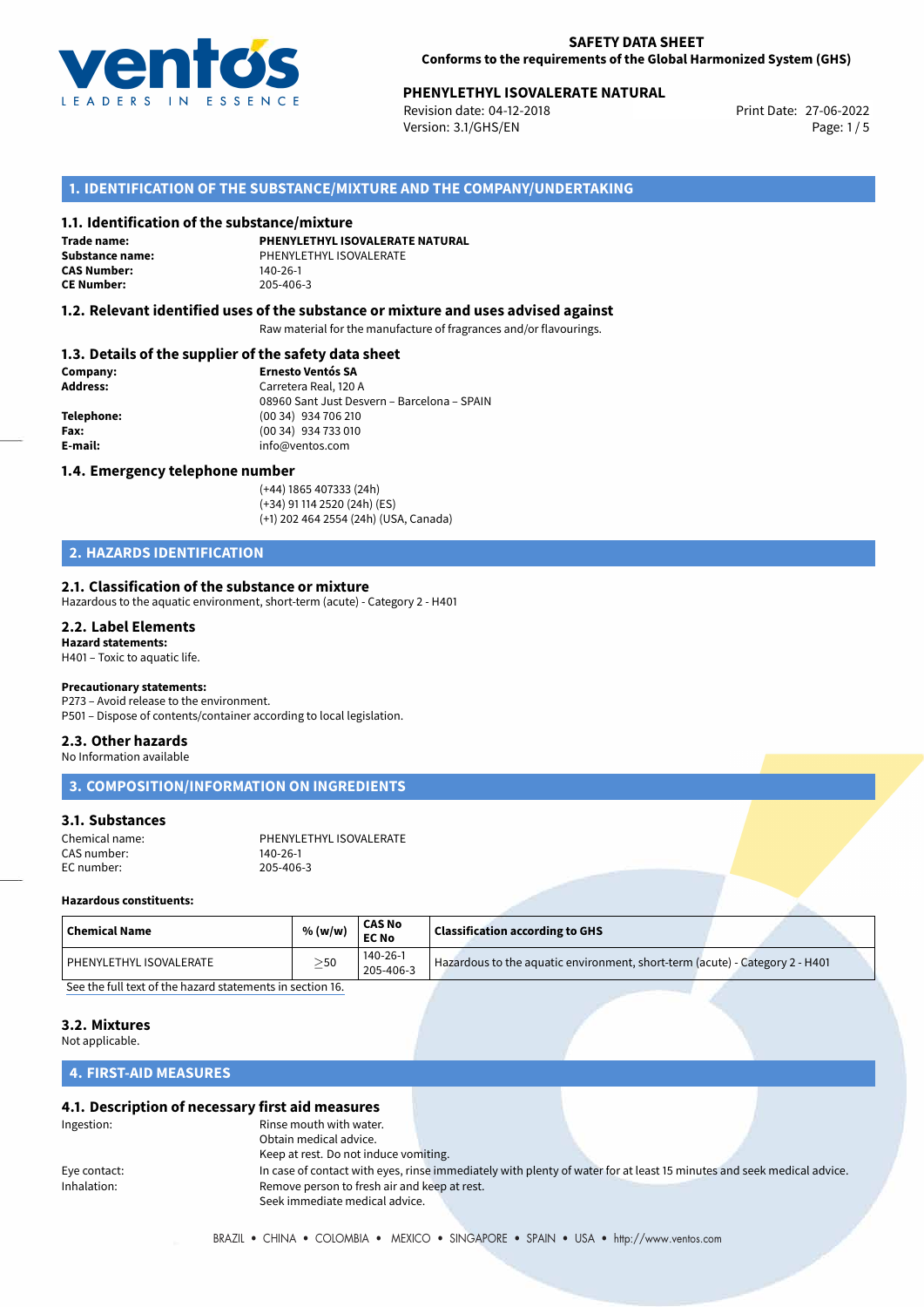**SAFETY DATA SHEET**
**Conforms to the requirements of the Global Harmonized System (GHS)**

**PHENYLETHYL ISOVALERATE NATURAL**
Revision date: 04-12-2018
Version: 3.1/GHS/EN
Print Date: 27-06-2022

## 1. IDENTIFICATION OF THE SUBSTANCE/MIXTURE AND THE COMPANY/UNDERTAKING

### 1.1. Identification of the substance/mixture

**Trade name:** **PHENYLETHYL ISOVALERATE NATURAL**
**Substance name:** PHENYLETHYL ISOVALERATE
**CAS Number:** 140-26-1
**CE Number:** 205-406-3

### 1.2. Relevant identified uses of the substance or mixture and uses advised against

Raw material for the manufacture of fragrances and/or flavourings.

### 1.3. Details of the supplier of the safety data sheet

**Company:** **Ernesto Ventós SA**
**Address:** Carretera Real, 120 A
08960 Sant Just Desvern – Barcelona – SPAIN
**Telephone:** (00 34) 934 706 210
**Fax:** (00 34) 934 733 010
**E-mail:** info@ventos.com

### 1.4. Emergency telephone number

(+44) 1865 407333 (24h)
(+34) 91 114 2520 (24h) (ES)
(+1) 202 464 2554 (24h) (USA, Canada)

## 2. HAZARDS IDENTIFICATION

### 2.1. Classification of the substance or mixture

Hazardous to the aquatic environment, short-term (acute) - Category 2 - H401

### 2.2. Label Elements

**Hazard statements:**
H401 – Toxic to aquatic life.

**Precautionary statements:**
P273 – Avoid release to the environment.
P501 – Dispose of contents/container according to local legislation.

### 2.3. Other hazards

No Information available

## 3. COMPOSITION/INFORMATION ON INGREDIENTS

### 3.1. Substances

Chemical name: PHENYLETHYL ISOVALERATE
CAS number: 140-26-1
EC number: 205-406-3

**Hazardous constituents:**

| Chemical Name | % (w/w) | CAS No EC No | Classification according to GHS |
|---|---|---|---|
| PHENYLETHYL ISOVALERATE | $\geq$50 | 140-26-1 205-406-3 | Hazardous to the aquatic environment, short-term (acute) - Category 2 - H401 |

See the full text of the hazard statements in section 16.

### 3.2. Mixtures

Not applicable.

## 4. FIRST-AID MEASURES

### 4.1. Description of necessary first aid measures

Ingestion: Rinse mouth with water.
Obtain medical advice.
Keep at rest. Do not induce vomiting.

Eye contact: In case of contact with eyes, rinse immediately with plenty of water for at least 15 minutes and seek medical advice.

Inhalation: Remove person to fresh air and keep at rest.
Seek immediate medical advice.

BRAZIL • CHINA • COLOMBIA • MEXICO • SINGAPORE • SPAIN • USA • http://www.ventos.com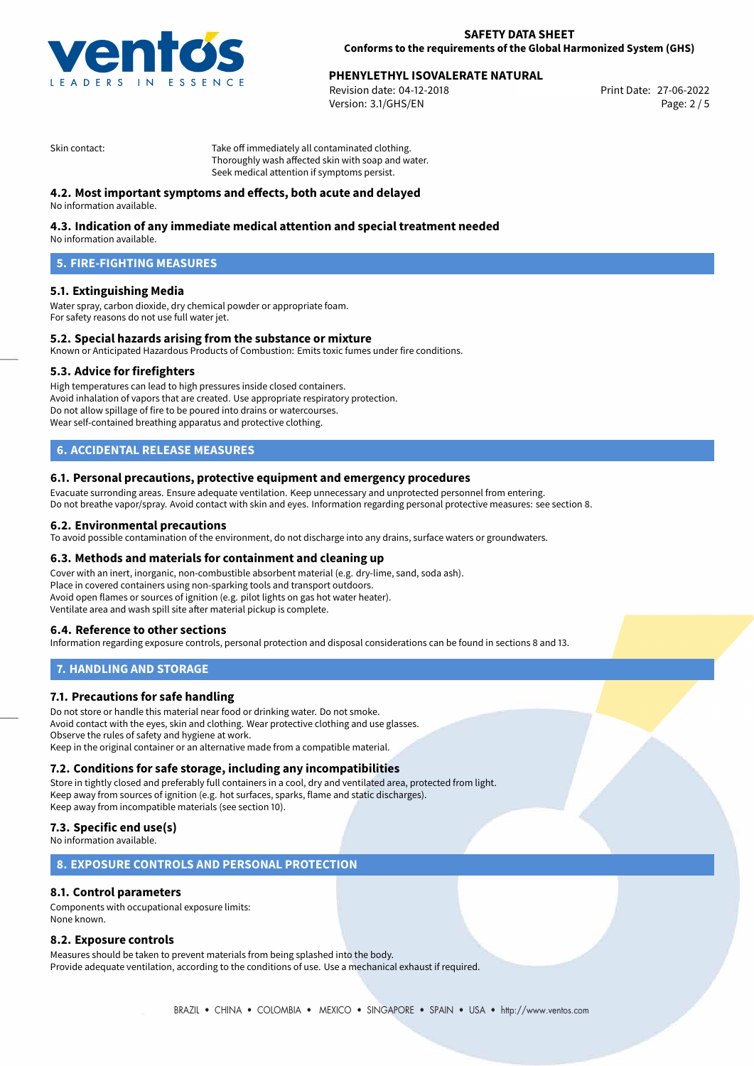Skin contact: Take off immediately all contaminated clothing.
Thoroughly wash affected skin with soap and water.
Seek medical attention if symptoms persist.

### 4.2. Most important symptoms and effects, both acute and delayed

No information available.

### 4.3. Indication of any immediate medical attention and special treatment needed

No information available.

## 5. FIRE-FIGHTING MEASURES

### 5.1. Extinguishing Media

Water spray, carbon dioxide, dry chemical powder or appropriate foam.
For safety reasons do not use full water jet.

### 5.2. Special hazards arising from the substance or mixture

Known or Anticipated Hazardous Products of Combustion: Emits toxic fumes under fire conditions.

### 5.3. Advice for firefighters

High temperatures can lead to high pressures inside closed containers.
Avoid inhalation of vapors that are created. Use appropriate respiratory protection.
Do not allow spillage of fire to be poured into drains or watercourses.
Wear self-contained breathing apparatus and protective clothing.

## 6. ACCIDENTAL RELEASE MEASURES

### 6.1. Personal precautions, protective equipment and emergency procedures

Evacuate surronding areas. Ensure adequate ventilation. Keep unnecessary and unprotected personnel from entering.
Do not breathe vapor/spray. Avoid contact with skin and eyes. Information regarding personal protective measures: see section 8.

### 6.2. Environmental precautions

To avoid possible contamination of the environment, do not discharge into any drains, surface waters or groundwaters.

### 6.3. Methods and materials for containment and cleaning up

Cover with an inert, inorganic, non-combustible absorbent material (e.g. dry-lime, sand, soda ash).
Place in covered containers using non-sparking tools and transport outdoors.
Avoid open flames or sources of ignition (e.g. pilot lights on gas hot water heater).
Ventilate area and wash spill site after material pickup is complete.

### 6.4. Reference to other sections

Information regarding exposure controls, personal protection and disposal considerations can be found in sections 8 and 13.

## 7. HANDLING AND STORAGE

### 7.1. Precautions for safe handling

Do not store or handle this material near food or drinking water. Do not smoke.
Avoid contact with the eyes, skin and clothing. Wear protective clothing and use glasses.
Observe the rules of safety and hygiene at work.
Keep in the original container or an alternative made from a compatible material.

### 7.2. Conditions for safe storage, including any incompatibilities

Store in tightly closed and preferably full containers in a cool, dry and ventilated area, protected from light.
Keep away from sources of ignition (e.g. hot surfaces, sparks, flame and static discharges).
Keep away from incompatible materials (see section 10).

### 7.3. Specific end use(s)

No information available.

## 8. EXPOSURE CONTROLS AND PERSONAL PROTECTION

### 8.1. Control parameters

Components with occupational exposure limits:
None known.

### 8.2. Exposure controls

Measures should be taken to prevent materials from being splashed into the body.
Provide adequate ventilation, according to the conditions of use. Use a mechanical exhaust if required.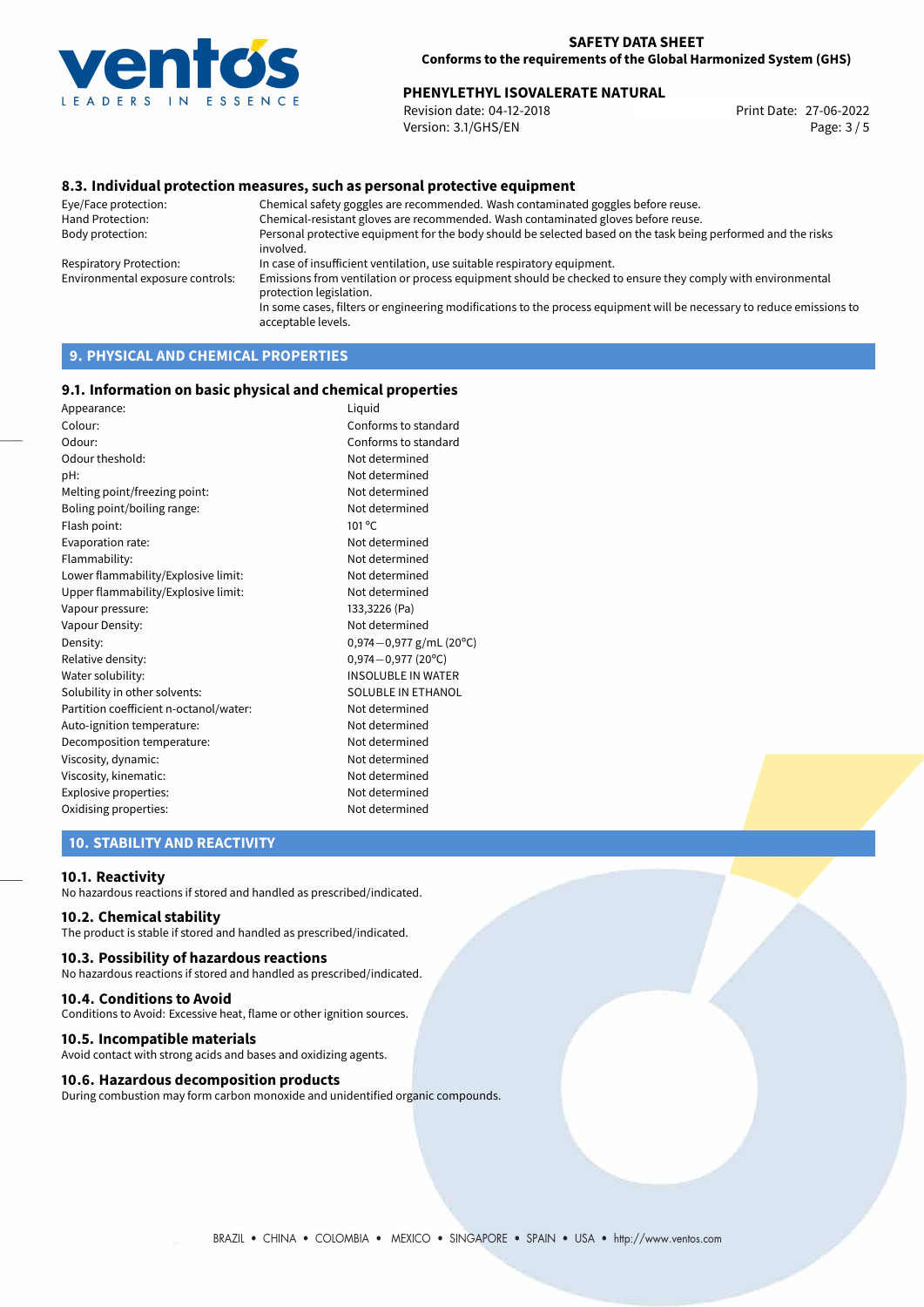### 8.3. Individual protection measures, such as personal protective equipment

| | |
|---|---|
| Eye/Face protection: | Chemical safety goggles are recommended. Wash contaminated goggles before reuse. |
| Hand Protection: | Chemical-resistant gloves are recommended. Wash contaminated gloves before reuse. |
| Body protection: | Personal protective equipment for the body should be selected based on the task being performed and the risks involved. |
| Respiratory Protection: | In case of insufficient ventilation, use suitable respiratory equipment. |
| Environmental exposure controls: | Emissions from ventilation or process equipment should be checked to ensure they comply with environmental protection legislation. In some cases, filters or engineering modifications to the process equipment will be necessary to reduce emissions to acceptable levels. |

## 9. PHYSICAL AND CHEMICAL PROPERTIES

### 9.1. Information on basic physical and chemical properties

| | |
|---|---|
| Appearance: | Liquid |
| Colour: | Conforms to standard |
| Odour: | Conforms to standard |
| Odour theshold: | Not determined |
| pH: | Not determined |
| Melting point/freezing point: | Not determined |
| Boling point/boiling range: | Not determined |
| Flash point: | 101 °C |
| Evaporation rate: | Not determined |
| Flammability: | Not determined |
| Lower flammability/Explosive limit: | Not determined |
| Upper flammability/Explosive limit: | Not determined |
| Vapour pressure: | 133,3226 (Pa) |
| Vapour Density: | Not determined |
| Density: | 0,974−0,977 g/mL (20°C) |
| Relative density: | 0,974−0,977 (20°C) |
| Water solubility: | INSOLUBLE IN WATER |
| Solubility in other solvents: | SOLUBLE IN ETHANOL |
| Partition coefficient n-octanol/water: | Not determined |
| Auto-ignition temperature: | Not determined |
| Decomposition temperature: | Not determined |
| Viscosity, dynamic: | Not determined |
| Viscosity, kinematic: | Not determined |
| Explosive properties: | Not determined |
| Oxidising properties: | Not determined |

## 10. STABILITY AND REACTIVITY

### 10.1. Reactivity

No hazardous reactions if stored and handled as prescribed/indicated.

### 10.2. Chemical stability

The product is stable if stored and handled as prescribed/indicated.

### 10.3. Possibility of hazardous reactions

No hazardous reactions if stored and handled as prescribed/indicated.

### 10.4. Conditions to Avoid

Conditions to Avoid: Excessive heat, flame or other ignition sources.

### 10.5. Incompatible materials

Avoid contact with strong acids and bases and oxidizing agents.

### 10.6. Hazardous decomposition products

During combustion may form carbon monoxide and unidentified organic compounds.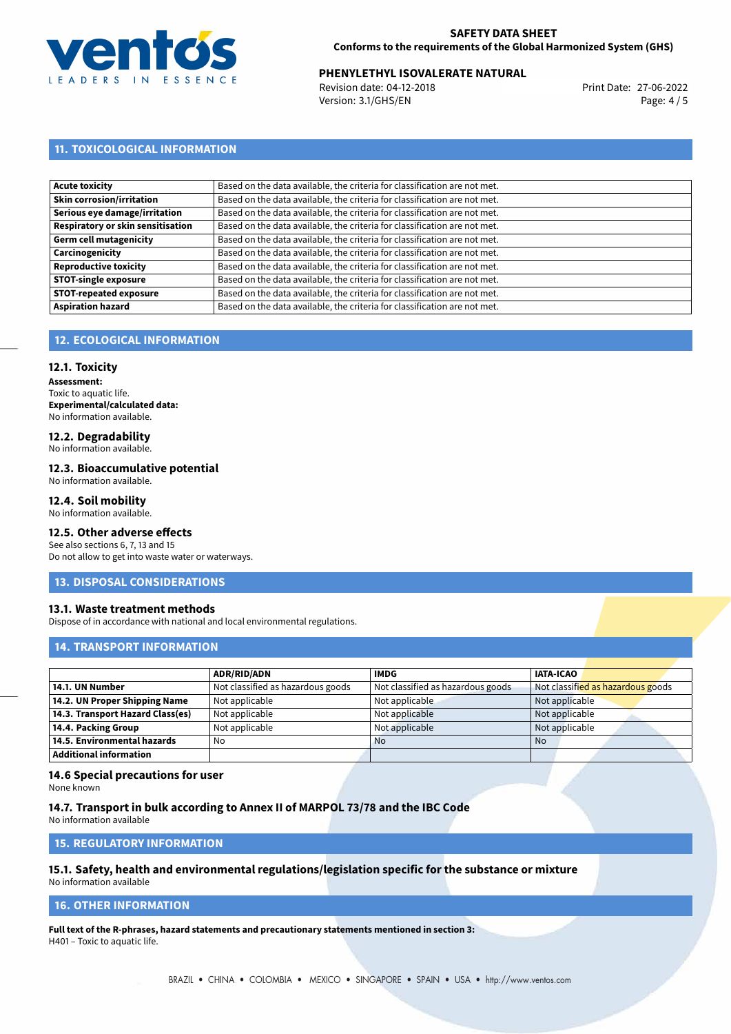## 11. TOXICOLOGICAL INFORMATION

| | |
|---|---|
| **Acute toxicity** | Based on the data available, the criteria for classification are not met. |
| **Skin corrosion/irritation** | Based on the data available, the criteria for classification are not met. |
| **Serious eye damage/irritation** | Based on the data available, the criteria for classification are not met. |
| **Respiratory or skin sensitisation** | Based on the data available, the criteria for classification are not met. |
| **Germ cell mutagenicity** | Based on the data available, the criteria for classification are not met. |
| **Carcinogenicity** | Based on the data available, the criteria for classification are not met. |
| **Reproductive toxicity** | Based on the data available, the criteria for classification are not met. |
| **STOT-single exposure** | Based on the data available, the criteria for classification are not met. |
| **STOT-repeated exposure** | Based on the data available, the criteria for classification are not met. |
| **Aspiration hazard** | Based on the data available, the criteria for classification are not met. |

## 12. ECOLOGICAL INFORMATION

### 12.1. Toxicity

**Assessment:**
Toxic to aquatic life.
**Experimental/calculated data:**
No information available.

### 12.2. Degradability

No information available.

### 12.3. Bioaccumulative potential

No information available.

### 12.4. Soil mobility

No information available.

### 12.5. Other adverse effects

See also sections 6, 7, 13 and 15
Do not allow to get into waste water or waterways.

## 13. DISPOSAL CONSIDERATIONS

### 13.1. Waste treatment methods

Dispose of in accordance with national and local environmental regulations.

## 14. TRANSPORT INFORMATION

| | ADR/RID/ADN | IMDG | IATA-ICAO |
|---|---|---|---|
| **14.1. UN Number** | Not classified as hazardous goods | Not classified as hazardous goods | Not classified as hazardous goods |
| **14.2. UN Proper Shipping Name** | Not applicable | Not applicable | Not applicable |
| **14.3. Transport Hazard Class(es)** | Not applicable | Not applicable | Not applicable |
| **14.4. Packing Group** | Not applicable | Not applicable | Not applicable |
| **14.5. Environmental hazards** | No | No | No |
| **Additional information** | | | |

### 14.6 Special precautions for user

None known

### 14.7. Transport in bulk according to Annex II of MARPOL 73/78 and the IBC Code

No information available

## 15. REGULATORY INFORMATION

### 15.1. Safety, health and environmental regulations/legislation specific for the substance or mixture

No information available

## 16. OTHER INFORMATION

**Full text of the R-phrases, hazard statements and precautionary statements mentioned in section 3:**
H401 – Toxic to aquatic life.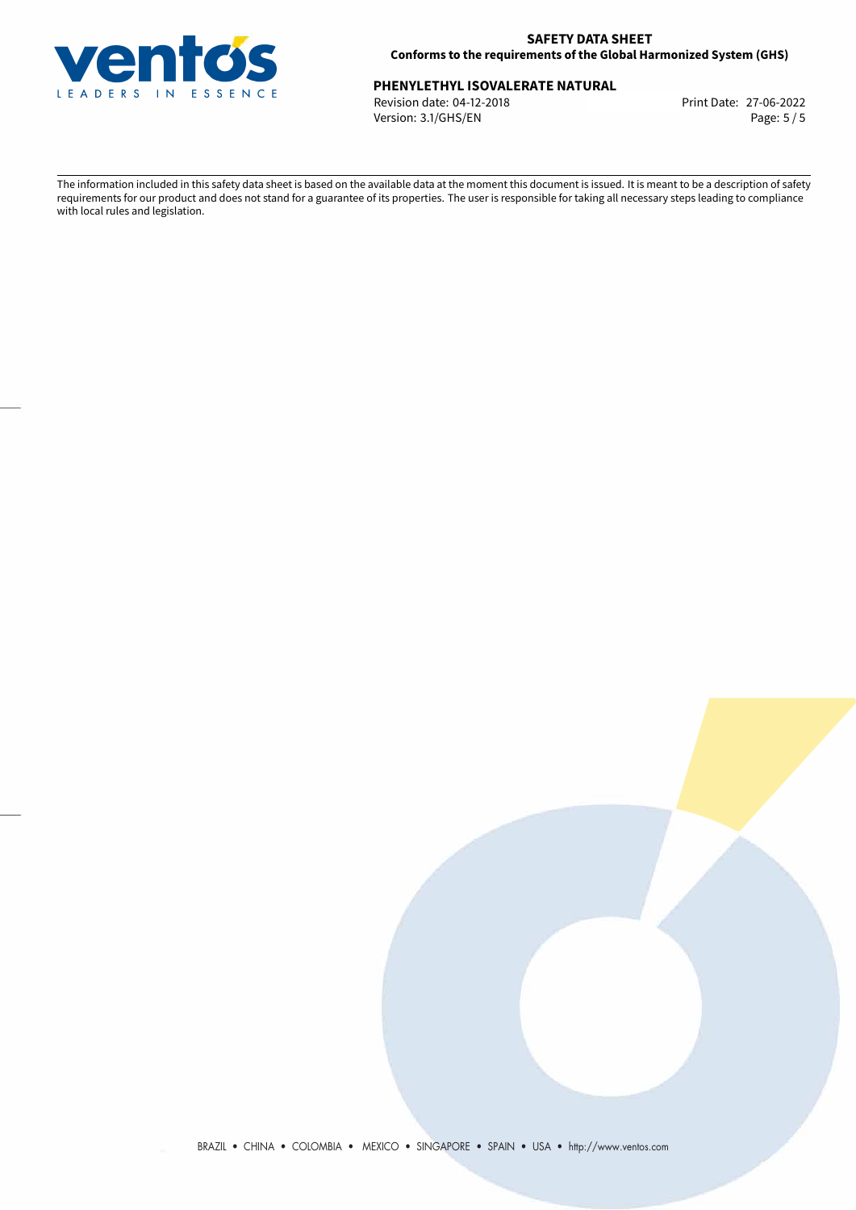The information included in this safety data sheet is based on the available data at the moment this document is issued. It is meant to be a description of safety requirements for our product and does not stand for a guarantee of its properties. The user is responsible for taking all necessary steps leading to compliance with local rules and legislation.